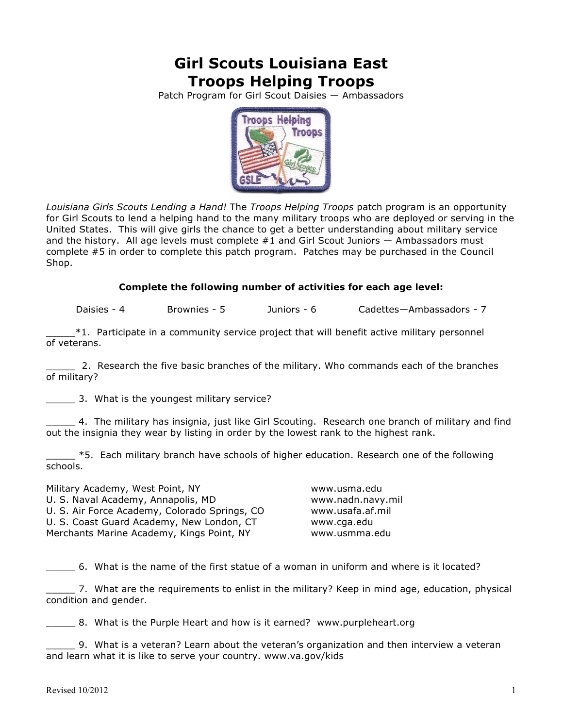# Girl Scouts Louisiana East
# Troops Helping Troops

Patch Program for Girl Scout Daisies — Ambassadors

*Louisiana Girls Scouts Lending a Hand!* The *Troops Helping Troops* patch program is an opportunity for Girl Scouts to lend a helping hand to the many military troops who are deployed or serving in the United States. This will give girls the chance to get a better understanding about military service and the history. All age levels must complete #1 and Girl Scout Juniors — Ambassadors must complete #5 in order to complete this patch program. Patches may be purchased in the Council Shop.

**Complete the following number of activities for each age level:**

Daisies - 4 Brownies - 5 Juniors - 6 Cadettes—Ambassadors - 7

_____*1. Participate in a community service project that will benefit active military personnel of veterans.

_____ 2. Research the five basic branches of the military. Who commands each of the branches of military?

_____ 3. What is the youngest military service?

_____ 4. The military has insignia, just like Girl Scouting. Research one branch of military and find out the insignia they wear by listing in order by the lowest rank to the highest rank.

_____ *5. Each military branch have schools of higher education. Research one of the following schools.

| | |
|---|---|
| Military Academy, West Point, NY | www.usma.edu |
| U. S. Naval Academy, Annapolis, MD | www.nadn.navy.mil |
| U. S. Air Force Academy, Colorado Springs, CO | www.usafa.af.mil |
| U. S. Coast Guard Academy, New London, CT | www.cga.edu |
| Merchants Marine Academy, Kings Point, NY | www.usmma.edu |

_____ 6. What is the name of the first statue of a woman in uniform and where is it located?

_____ 7. What are the requirements to enlist in the military? Keep in mind age, education, physical condition and gender.

_____ 8. What is the Purple Heart and how is it earned? www.purpleheart.org

_____ 9. What is a veteran? Learn about the veteran's organization and then interview a veteran and learn what it is like to serve your country. www.va.gov/kids

Revised 10/2012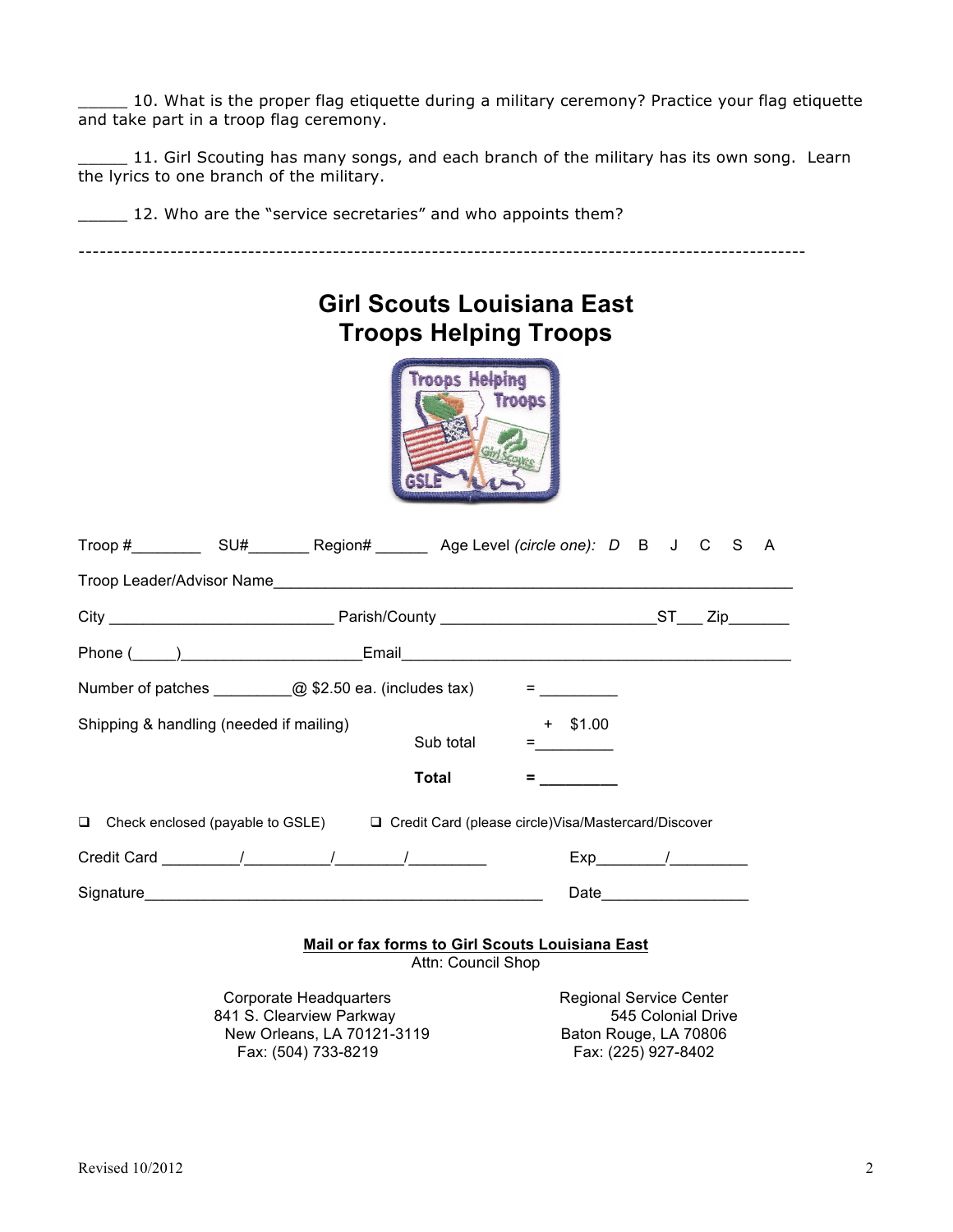_____ 10. What is the proper flag etiquette during a military ceremony? Practice your flag etiquette and take part in a troop flag ceremony.

_____ 11. Girl Scouting has many songs, and each branch of the military has its own song. Learn the lyrics to one branch of the military.

_____ 12. Who are the "service secretaries" and who appoints them?

----------------------------------------------------------------------------------------------------

# Girl Scouts Louisiana East
# Troops Helping Troops

Troop #________ SU#_______ Region# ______ Age Level *(circle one):* D B J C S A

Troop Leader/Advisor Name_____________________________________________________________

City __________________________ Parish/County ________________________ST___ Zip_______

Phone (_____)____________________Email___________________________________________

Number of patches _________@ $2.50 ea. (includes tax) = _________

Shipping & handling (needed if mailing) + $1.00

Sub total =_________

**Total = _________**

❑ Check enclosed (payable to GSLE) ❑ Credit Card (please circle)Visa/Mastercard/Discover

Credit Card _________/__________/________/_________ Exp________/_________

Signature______________________________________________ Date_________________

**Mail or fax forms to Girl Scouts Louisiana East**
Attn: Council Shop

Corporate Headquarters
841 S. Clearview Parkway
New Orleans, LA 70121-3119
Fax: (504) 733-8219

Regional Service Center
545 Colonial Drive
Baton Rouge, LA 70806
Fax: (225) 927-8402

Revised 10/2012